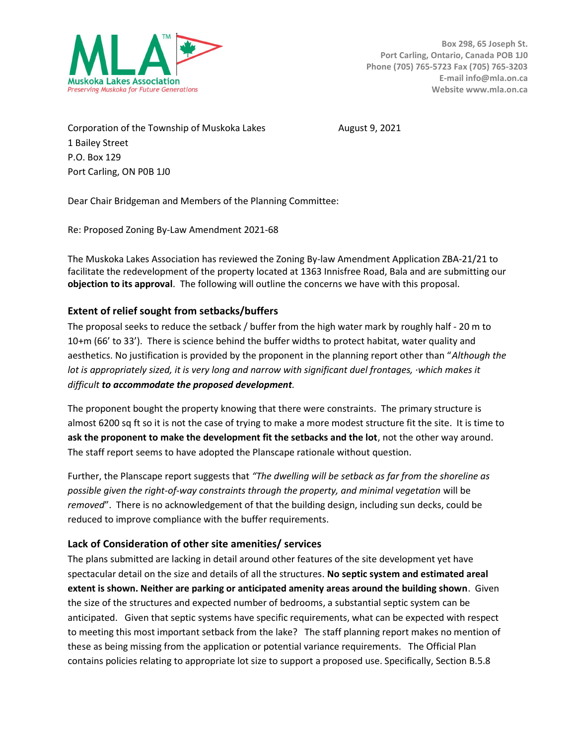**Muskoka Lakes Association**
*Preserving Muskoka for Future Generations*

Box 298, 65 Joseph St.
Port Carling, Ontario, Canada POB 1J0
Phone (705) 765-5723 Fax (705) 765-3203
E-mail info@mla.on.ca
Website www.mla.on.ca

Corporation of the Township of Muskoka Lakes
1 Bailey Street
P.O. Box 129
Port Carling, ON P0B 1J0

August 9, 2021

Dear Chair Bridgeman and Members of the Planning Committee:

Re: Proposed Zoning By-Law Amendment 2021-68

The Muskoka Lakes Association has reviewed the Zoning By-law Amendment Application ZBA-21/21 to facilitate the redevelopment of the property located at 1363 Innisfree Road, Bala and are submitting our **objection to its approval**. The following will outline the concerns we have with this proposal.

## Extent of relief sought from setbacks/buffers

The proposal seeks to reduce the setback / buffer from the high water mark by roughly half - 20 m to 10+m (66' to 33'). There is science behind the buffer widths to protect habitat, water quality and aesthetics. No justification is provided by the proponent in the planning report other than "*Although the lot is appropriately sized, it is very long and narrow with significant duel frontages, ·which makes it difficult* ***to accommodate the proposed development****.*

The proponent bought the property knowing that there were constraints. The primary structure is almost 6200 sq ft so it is not the case of trying to make a more modest structure fit the site. It is time to **ask the proponent to make the development fit the setbacks and the lot**, not the other way around. The staff report seems to have adopted the Planscape rationale without question.

Further, the Planscape report suggests that *"The dwelling will be setback as far from the shoreline as possible given the right-of-way constraints through the property, and minimal vegetation* will be *removed*". There is no acknowledgement of that the building design, including sun decks, could be reduced to improve compliance with the buffer requirements.

## Lack of Consideration of other site amenities/ services

The plans submitted are lacking in detail around other features of the site development yet have spectacular detail on the size and details of all the structures. **No septic system and estimated areal extent is shown. Neither are parking or anticipated amenity areas around the building shown**. Given the size of the structures and expected number of bedrooms, a substantial septic system can be anticipated. Given that septic systems have specific requirements, what can be expected with respect to meeting this most important setback from the lake? The staff planning report makes no mention of these as being missing from the application or potential variance requirements. The Official Plan contains policies relating to appropriate lot size to support a proposed use. Specifically, Section B.5.8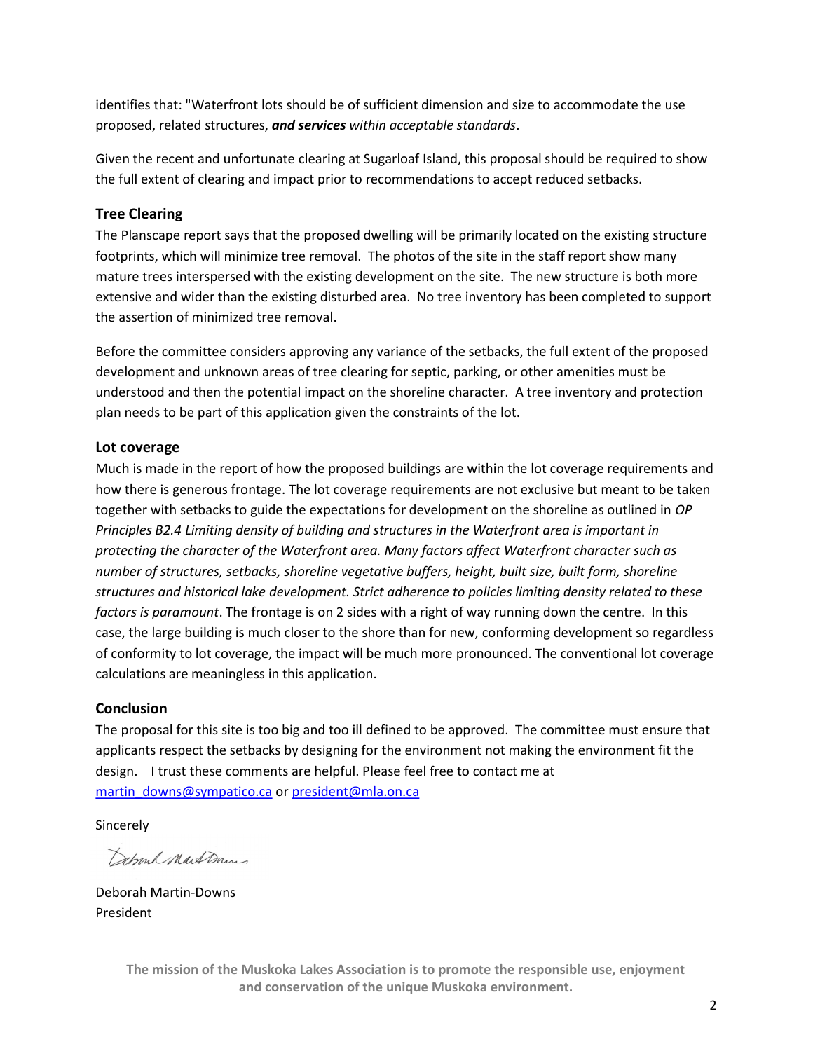identifies that: "Waterfront lots should be of sufficient dimension and size to accommodate the use proposed, related structures, ***and services*** *within acceptable standards*.

Given the recent and unfortunate clearing at Sugarloaf Island, this proposal should be required to show the full extent of clearing and impact prior to recommendations to accept reduced setbacks.

### Tree Clearing

The Planscape report says that the proposed dwelling will be primarily located on the existing structure footprints, which will minimize tree removal. The photos of the site in the staff report show many mature trees interspersed with the existing development on the site. The new structure is both more extensive and wider than the existing disturbed area. No tree inventory has been completed to support the assertion of minimized tree removal.

Before the committee considers approving any variance of the setbacks, the full extent of the proposed development and unknown areas of tree clearing for septic, parking, or other amenities must be understood and then the potential impact on the shoreline character. A tree inventory and protection plan needs to be part of this application given the constraints of the lot.

### Lot coverage

Much is made in the report of how the proposed buildings are within the lot coverage requirements and how there is generous frontage. The lot coverage requirements are not exclusive but meant to be taken together with setbacks to guide the expectations for development on the shoreline as outlined in *OP Principles B2.4 Limiting density of building and structures in the Waterfront area is important in protecting the character of the Waterfront area. Many factors affect Waterfront character such as number of structures, setbacks, shoreline vegetative buffers, height, built size, built form, shoreline structures and historical lake development. Strict adherence to policies limiting density related to these factors is paramount*. The frontage is on 2 sides with a right of way running down the centre. In this case, the large building is much closer to the shore than for new, conforming development so regardless of conformity to lot coverage, the impact will be much more pronounced. The conventional lot coverage calculations are meaningless in this application.

### Conclusion

The proposal for this site is too big and too ill defined to be approved. The committee must ensure that applicants respect the setbacks by designing for the environment not making the environment fit the design. I trust these comments are helpful. Please feel free to contact me at martin_downs@sympatico.ca or president@mla.on.ca

Sincerely

Deborah Martin-Downs
President

**The mission of the Muskoka Lakes Association is to promote the responsible use, enjoyment and conservation of the unique Muskoka environment.**